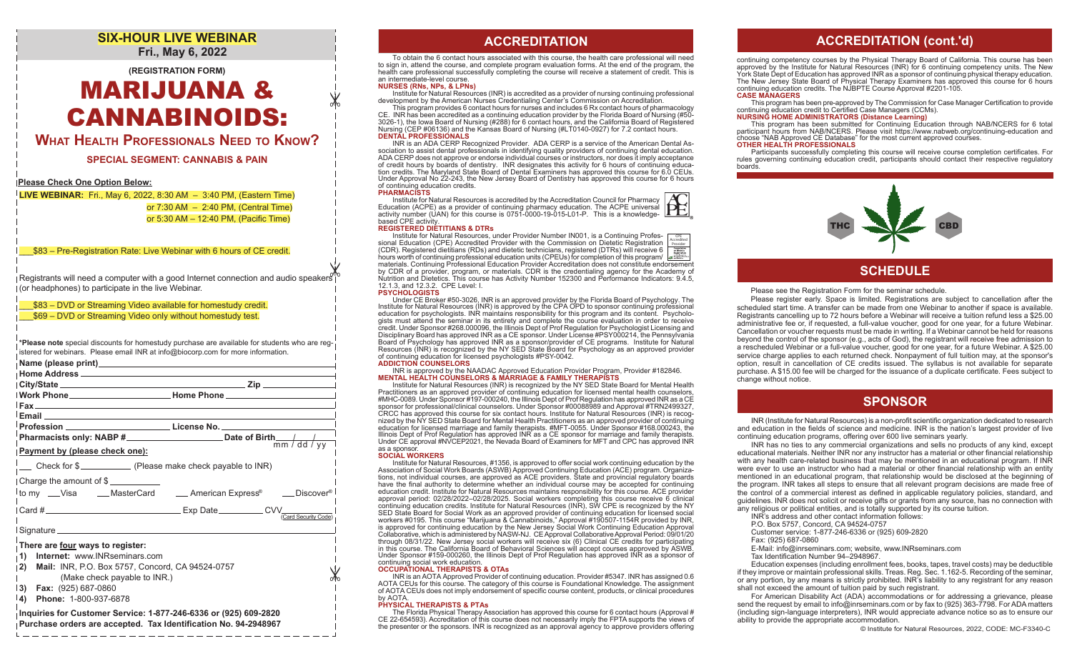## SIX-HOUR LIVE WEBINAR

**Fri., May 6, 2022**

**(REGISTRATION FORM)**

# MARIJUANA & CANNABINOIDS:

## What Health Professionals Need to Know?

**SPECIAL SEGMENT: CANNABIS & PAIN**

**Please Check One Option Below:**

**LIVE WEBINAR:** Fri., May 6, 2022, 8:30 AM – 3:40 PM, (Eastern Time)
or 7:30 AM – 2:40 PM, (Central Time)
or 5:30 AM – 12:40 PM, (Pacific Time)

___$83 – Pre-Registration Rate: Live Webinar with 6 hours of CE credit.

Registrants will need a computer with a good Internet connection and audio speakers (or headphones) to participate in the live Webinar.

___$83 – DVD or Streaming Video available for homestudy credit.

___$69 – DVD or Streaming Video only without homestudy test.

***Please note** special discounts for homestudy purchase are available for students who are registered for webinars. Please email INR at info@biocorp.com for more information.

**Name (please print)** ______

**Home Address** ______

**City/State** ______ **Zip** ______

**Work Phone** ______ **Home Phone** ______

**Fax** ______

**Email** ______

**Profession** ______ **License No.** ______

**Pharmacists only: NABP #** ______ **Date of Birth** ___/___/___ (mm / dd / yy)

**Payment by (please check one):**

___ Check for $______ (Please make check payable to INR)

Charge the amount of $______

to my ___Visa ___MasterCard ___American Express® ___Discover®

Card # ______ Exp Date ______ CVV ______ (Card Security Code)

Signature ______

**There are four ways to register:**

1) Internet: www.INRseminars.com
2) Mail: INR, P.O. Box 5757, Concord, CA 94524-0757 (Make check payable to INR.)
3) Fax: (925) 687-0860
4) Phone: 1-800-937-6878

**Inquiries for Customer Service: 1-877-246-6336 or (925) 609-2820**
**Purchase orders are accepted. Tax Identification No. 94-2948967**

## ACCREDITATION

To obtain the 6 contact hours associated with this course, the health care professional will need to sign in, attend the course, and complete program evaluation forms. At the end of the program, the health care professional successfully completing the course will receive a statement of credit. This is an intermediate-level course.

**NURSES (RNs, NPs, & LPNs)**

Institute for Natural Resources (INR) is accredited as a provider of nursing continuing professional development by the American Nurses Credentialing Center's Commission on Accreditation.

This program provides 6 contact hours for nurses and includes 6 Rx contact hours of pharmacology CE. INR has been accredited as a continuing education provider by the Florida Board of Nursing (#50-3026-1), the Iowa Board of Nursing (#288) for 6 contact hours, and the California Board of Registered Nursing (CEP #06136) and the Kansas Board of Nursing (#LT0140-0927) for 7.2 contact hours.

**DENTAL PROFESSIONALS**

INR is an ADA CERP Recognized Provider. ADA CERP is a service of the American Dental Association to assist dental professionals in identifying quality providers of continuing dental education. ADA CERP does not approve or endorse individual courses or instructors, nor does it imply acceptance of credit hours by boards of dentistry. INR designates this activity for 6 hours of continuing education credits. The Maryland State Board of Dental Examiners has approved this course for 6.0 CEUs. Under Approval No 22-243, the New Jersey Board of Dentistry has approved this course for 6 hours of continuing education credits.

**PHARMACISTS**

Institute for Natural Resources is accredited by the Accreditation Council for Pharmacy Education (ACPE) as a provider of continuing pharmacy education. The ACPE universal activity number (UAN) for this course is 0751-0000-19-015-L01-P. This is a knowledge-based CPE activity.

**REGISTERED DIETITIANS & DTRs**

Institute for Natural Resources, under Provider Number IN001, is a Continuing Professional Education (CPE) Accredited Provider with the Commission on Dietetic Registration (CDR). Registered dietitians (RDs) and dietetic technicians, registered (DTRs) will receive 6 hours worth of continuing professional education units (CPEUs) for completion of this program/materials. Continuing Professional Education Provider Accreditation does not constitute endorsement by CDR of a provider, program, or materials. CDR is the credentialing agency for the Academy of Nutrition and Dietetics. This course has Activity Number 152300 and Performance Indicators: 9.4.5, 12.1.3, and 12.3.2. CPE Level: I.

**PSYCHOLOGISTS**

Under CE Broker #50-3026, INR is an approved provider by the Florida Board of Psychology. The Institute for Natural Resources (INR) is approved by the CPA OPD to sponsor continuing professional education for psychologists. INR maintains responsibility for this program and its content. Psychologists must attend the seminar in its entirety and complete the course evaluation in order to receive credit. Under Sponsor #268.000096, the Illinois Dept of Prof Regulation for Psychologist Licensing and Disciplinary Board has approved INR as a CE sponsor. Under License #PSY000214, the Pennsylvania Board of Psychology has approved INR as a sponsor/provider of CE programs. Institute for Natural Resources (INR) is recognized by the NY SED State Board for Psychology as an approved provider of continuing education for licensed psychologists #PSY-0042.

**ADDICTION COUNSELORS**

INR is approved by the NAADAC Approved Education Provider Program, Provider #182846.

**MENTAL HEALTH COUNSELORS & MARRIAGE & FAMILY THERAPISTS**

Institute for Natural Resources (INR) is recognized by the NY SED State Board for Mental Health Practitioners as an approved provider of continuing education for licensed mental health counselors, #MHC-0089. Under Sponsor #197-000240, the Illinois Dept of Prof Regulation has approved INR as a CE sponsor for professional/clinical counselors. Under Sponsor #00088989 and Approval #TRN2499327, CRCC has approved this course for six contact hours. Institute for Natural Resources (INR) is recognized by the NY SED State Board for Mental Health Practitioners as an approved provider of continuing education for licensed marriage and family therapists. #MFT-0055. Under Sponsor #168.000243, the Illinois Dept of Prof Regulation has approved INR as a CE sponsor for marriage and family therapists. Under CE approval #NVCEP2021, the Nevada Board of Examiners for MFT and CPC has approved INR as a sponsor.

**SOCIAL WORKERS**

Institute for Natural Resources, #1356, is approved to offer social work continuing education by the Association of Social Work Boards (ASWB) Approved Continuing Education (ACE) program. Organizations, not individual courses, are approved as ACE providers. State and provincial regulatory boards have the final authority to determine whether an individual course may be accepted for continuing education credit. Institute for Natural Resources maintains responsibility for this course. ACE provider approval period: 02/28/2022–02/28/2025. Social workers completing this course receive 6 clinical continuing education credits. Institute for Natural Resources (INR), SW CPE is recognized by the NY SED State Board for Social Work as an approved provider of continuing education for licensed social workers #0195. This course "Marijuana & Cannabinoids," Approval #190507-1154R provided by INR, is approved for continuing education by the New Jersey Social Work Continuing Education Approval Collaborative, which is administered by NASW-NJ. CE Approval Collaborative Approval Period: 09/01/20 through 08/31/22. New Jersey social workers will receive six (6) Clinical CE credits for participating in this course. The California Board of Behavioral Sciences will accept courses approved by ASWB. Under Sponsor #159-000260, the Illinois Dept of Prof Regulation has approved INR as a sponsor of continuing social work education.

**OCCUPATIONAL THERAPISTS & OTAs**

INR is an AOTA Approved Provider of continuing education. Provider #5347. INR has assigned 0.6 AOTA CEUs for this course. The category of this course is Foundational Knowledge. The assignment of AOTA CEUs does not imply endorsement of specific course content, products, or clinical procedures by AOTA.

**PHYSICAL THERAPISTS & PTAs**

The Florida Physical Therapy Association has approved this course for 6 contact hours (Approval # CE 22-654593). Accreditation of this course does not necessarily imply the FPTA supports the views of the presenter or the sponsors. INR is recognized as an approval agency to approve providers offering continuing competency courses by the Physical Therapy Board of California. This course has been approved by the Institute for Natural Resources (INR) for 6 continuing competency units. The New York State Dept of Education has approved INR as a sponsor of continuing physical therapy education. The New Jersey State Board of Physical Therapy Examiners has approved this course for 6 hours continuing education credits. The NJBPTE Course Approval #2201-105.

**CASE MANAGERS**

This program has been pre-approved by The Commission for Case Manager Certification to provide continuing education credit to Certified Case Managers (CCMs).

**NURSING HOME ADMINISTRATORS (Distance Learning)**

This program has been submitted for Continuing Education through NAB/NCERS for 6 total participant hours from NAB/NCERS. Please visit https://www.nabweb.org/continuing-education and choose "NAB Approved CE Database" for the most current approved courses.

**OTHER HEALTH PROFESSIONALS**

Participants successfully completing this course will receive course completion certificates. For rules governing continuing education credit, participants should contact their respective regulatory boards.

THC CBD

## SCHEDULE

Please see the Registration Form for the seminar schedule.

Please register early. Space is limited. Registrations are subject to cancellation after the scheduled start time. A transfer can be made from one Webinar to another if space is available. Registrants cancelling up to 72 hours before a Webinar will receive a tuition refund less a $25.00 administrative fee or, if requested, a full-value voucher, good for one year, for a future Webinar. Cancellation or voucher requests must be made in writing. If a Webinar cannot be held for reasons beyond the control of the sponsor (e.g., acts of God), the registrant will receive free admission to a rescheduled Webinar or a full-value voucher, good for one year, for a future Webinar. A $25.00 service charge applies to each returned check. Nonpayment of full tuition may, at the sponsor's option, result in cancellation of CE credits issued. The syllabus is not available for separate purchase. A $15.00 fee will be charged for the issuance of a duplicate certificate. Fees subject to change without notice.

## SPONSOR

INR (Institute for Natural Resources) is a non-profit scientific organization dedicated to research and education in the fields of science and medicine. INR is the nation's largest provider of live continuing education programs, offering over 600 live seminars yearly.

INR has no ties to any commercial organizations and sells no products of any kind, except educational materials. Neither INR nor any instructor has a material or other financial relationship with any health care-related business that may be mentioned in an educational program. If INR were ever to use an instructor who had a material or other financial relationship with an entity mentioned in an educational program, that relationship would be disclosed at the beginning of the program. INR takes all steps to ensure that all relevant program decisions are made free of the control of a commercial interest as defined in applicable regulatory policies, standard, and guidelines. INR does not solicit or receive gifts or grants from any source, has no connection with any religious or political entities, and is totally supported by its course tuition.

INR's address and other contact information follows:

P.O. Box 5757, Concord, CA 94524-0757
Customer service: 1-877-246-6336 or (925) 609-2820
Fax: (925) 687-0860
E-Mail: info@inrseminars.com; website, www.INRseminars.com
Tax Identification Number 94–2948967.

Education expenses (including enrollment fees, books, tapes, travel costs) may be deductible if they improve or maintain professional skills. Treas. Reg. Sec. 1.162-5. Recording of the seminar, or any portion, by any means is strictly prohibited. INR's liability to any registrant for any reason shall not exceed the amount of tuition paid by such registrant.

For American Disability Act (ADA) accommodations or for addressing a grievance, please send the request by email to info@inrseminars.com or by fax to (925) 363-7798. For ADA matters (including sign-language interpreters), INR would appreciate advance notice so as to ensure our ability to provide the appropriate accommodation.

© Institute for Natural Resources, 2022, CODE: MC-F3340-C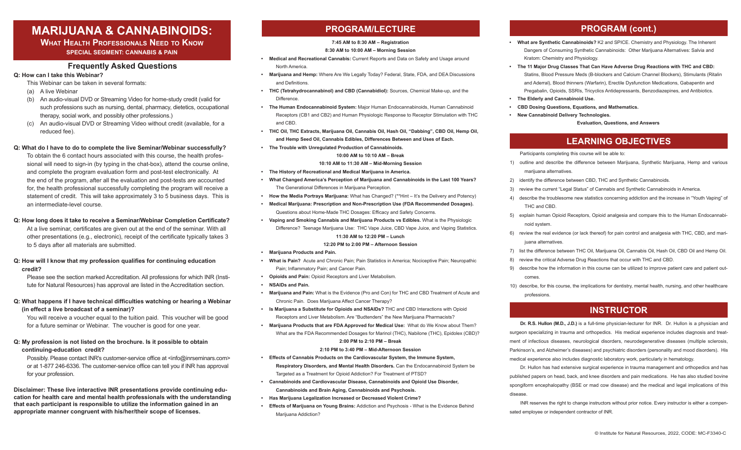# MARIJUANA & CANNABINOIDS:

## What Health Professionals Need to Know

**SPECIAL SEGMENT: CANNABIS & PAIN**

### Frequently Asked Questions

**Q: How can I take this Webinar?**

This Webinar can be taken in several formats:

(a) A live Webinar

(b) An audio-visual DVD or Streaming Video for home-study credit (valid for such professions such as nursing, dental, pharmacy, dietetics, occupational therapy, social work, and possibly other professions.)

(c) An audio-visual DVD or Streaming Video without credit (available, for a reduced fee).

**Q: What do I have to do to complete the live Seminar/Webinar successfully?**

To obtain the 6 contact hours associated with this course, the health professional will need to sign-in (by typing in the chat-box), attend the course online, and complete the program evaluation form and post-test electronically. At the end of the program, after all the evaluation and post-tests are accounted for, the health professional successfully completing the program will receive a statement of credit. This will take approximately 3 to 5 business days. This is an intermediate-level course.

**Q: How long does it take to receive a Seminar/Webinar Completion Certificate?**

At a live seminar, certificates are given out at the end of the seminar. With all other presentations (e.g., electronic), receipt of the certificate typically takes 3 to 5 days after all materials are submitted.

**Q: How will I know that my profession qualifies for continuing education credit?**

Please see the section marked Accreditation. All professions for which INR (Institute for Natural Resources) has approval are listed in the Accreditation section.

**Q: What happens if I have technical difficulties watching or hearing a Webinar (in effect a live broadcast of a seminar)?**

You will receive a voucher equal to the tuition paid. This voucher will be good for a future seminar or Webinar. The voucher is good for one year.

**Q: My profession is not listed on the brochure. Is it possible to obtain continuing-education credit?**

Possibly. Please contact INR's customer-service office at <info@inrseminars.com> or at 1-877 246-6336. The customer-service office can tell you if INR has approval for your profession.

**Disclaimer: These live interactive INR presentations provide continuing education for health care and mental health professionals with the understanding that each participant is responsible to utilize the information gained in an appropriate manner congruent with his/her/their scope of licenses.**

## PROGRAM/LECTURE

**7:45 AM to 8:30 AM – Registration**

**8:30 AM to 10:00 AM – Morning Session**

- **Medical and Recreational Cannabis:** Current Reports and Data on Safety and Usage around North America.
- **Marijuana and Hemp:** Where Are We Legally Today? Federal, State, FDA, and DEA Discussions and Definitions.
- **THC (Tetrahydrocannabinol) and CBD (Cannabidiol):** Sources, Chemical Make-up, and the Difference.
- **The Human Endocannabinoid System:** Major Human Endocannabinoids, Human Cannabinoid Receptors (CB1 and CB2) and Human Physiologic Response to Receptor Stimulation with THC and CBD.
- **THC Oil, THC Extracts, Marijuana Oil, Cannabis Oil, Hash Oil, "Dabbing", CBD Oil, Hemp Oil, and Hemp Seed Oil, Cannabis Edibles, Differences Between and Uses of Each.**
- **The Trouble with Unregulated Production of Cannabinoids.**

**10:00 AM to 10:10 AM – Break**

**10:10 AM to 11:30 AM – Mid-Morning Session**

- **The History of Recreational and Medical Marijuana in America.**
- **What Changed America's Perception of Marijuana and Cannabinoids in the Last 100 Years?** The Generational Differences in Marijuana Perception.
- **How the Media Portrays Marijuana:** What has Changed? (**Hint – It's the Delivery and Potency)
- **Medical Marijuana: Prescription and Non-Prescription Use (FDA Recommended Dosages).** Questions about Home-Made THC Dosages: Efficacy and Safety Concerns.
- **Vaping and Smoking Cannabis and Marijuana Products vs Edibles.** What is the Physiologic Difference? Teenage Marijuana Use: THC Vape Juice, CBD Vape Juice, and Vaping Statistics.

**11:30 AM to 12:20 PM – Lunch**

**12:20 PM to 2:00 PM – Afternoon Session**

- **Marijuana Products and Pain.**
- **What is Pain?** Acute and Chronic Pain; Pain Statistics in America; Nociceptive Pain; Neuropathic Pain; Inflammatory Pain; and Cancer Pain.
- **Opioids and Pain:** Opioid Receptors and Liver Metabolism.
- **NSAIDs and Pain.**
- **Marijuana and Pain:** What is the Evidence (Pro and Con) for THC and CBD Treatment of Acute and Chronic Pain. Does Marijuana Affect Cancer Therapy?
- **Is Marijuana a Substitute for Opioids and NSAIDs?** THC and CBD Interactions with Opioid Receptors and Liver Metabolism. Are "Budtenders" the New Marijuana Pharmacists?
- **Marijuana Products that are FDA Approved for Medical Use:** What do We Know about Them? What are the FDA Recommended Dosages for Marinol (THC), Nabilone (THC), Epidolex (CBD)?

**2:00 PM to 2:10 PM – Break**

**2:10 PM to 3:40 PM – Mid-Afternoon Session**

- **Effects of Cannabis Products on the Cardiovascular System, the Immune System, Respiratory Disorders, and Mental Health Disorders.** Can the Endocannabinoid System be Targeted as a Treatment for Opioid Addiction? For Treatment of PTSD?
- **Cannabinoids and Cardiovascular Disease, Cannabinoids and Opioid Use Disorder, Cannabinoids and Brain Aging, Cannabinoids and Psychosis.**
- **Has Marijuana Legalization Increased or Decreased Violent Crime?**
- **Effects of Marijuana on Young Brains:** Addiction and Psychosis - What is the Evidence Behind Marijuana Addiction?

## PROGRAM (cont.)

- **What are Synthetic Cannabinoids?** K2 and SPICE. Chemistry and Physiology. The Inherent Dangers of Consuming Synthetic Cannabinoids: Other Marijuana Alternatives: Salvia and Kratom: Chemistry and Physiology.
- **The 11 Major Drug Classes That Can Have Adverse Drug Reactions with THC and CBD:** Statins, Blood Pressure Meds (B-blockers and Calcium Channel Blockers), Stimulants (Ritalin and Aderral), Blood thinners (Warfarin), Erectile Dysfunction Medications, Gabapentin and Pregabalin, Opioids, SSRIs, Tricyclics Antidepressants, Benzodiazepines, and Antibiotics.
- **The Elderly and Cannabinoid Use.**
- **CBD Dosing Questions, Equations, and Mathematics.**
- **New Cannabinoid Delivery Technologies.**

**Evaluation, Questions, and Answers**

## LEARNING OBJECTIVES

Participants completing this course will be able to:

1) outline and describe the difference between Marijuana, Synthetic Marijuana, Hemp and various marijuana alternatives.
2) identify the difference between CBD, THC and Synthetic Cannabinoids.
3) review the current "Legal Status" of Cannabis and Synthetic Cannabinoids in America.
4) describe the troublesome new statistics concerning addiction and the increase in "Youth Vaping" of THC and CBD.
5) explain human Opioid Receptors, Opioid analgesia and compare this to the Human Endocannabinoid system.
6) review the real evidence (or lack thereof) for pain control and analgesia with THC, CBD, and marijuana alternatives.
7) list the difference between THC Oil, Marijuana Oil, Cannabis Oil, Hash Oil, CBD Oil and Hemp Oil.
8) review the critical Adverse Drug Reactions that occur with THC and CBD.
9) describe how the information in this course can be utilized to improve patient care and patient outcomes.
10) describe, for this course, the implications for dentistry, mental health, nursing, and other healthcare professions.

## INSTRUCTOR

**Dr. R.S. Hullon (M.D., J.D.)** is a full-time physician-lecturer for INR. Dr. Hullon is a physician and surgeon specializing in trauma and orthopedics. His medical experience includes diagnosis and treatment of infectious diseases, neurological disorders, neurodegenerative diseases (multiple sclerosis, Parkinson's, and Alzheimer's diseases) and psychiatric disorders (personality and mood disorders). His medical experience also includes diagnostic laboratory work, particularly in hematology.

Dr. Hullon has had extensive surgical experience in trauma management and orthopedics and has published papers on head, back, and knee disorders and pain medications. He has also studied bovine spongiform encephalopathy (BSE or mad cow disease) and the medical and legal implications of this disease.

INR reserves the right to change instructors without prior notice. Every instructor is either a compensated employee or independent contractor of INR.

© Institute for Natural Resources, 2022, CODE: MC-F3340-C